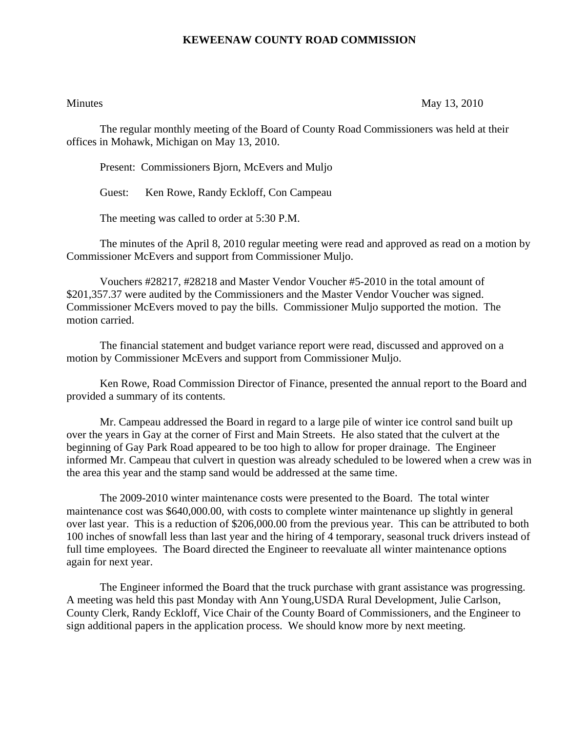# KEWEENAW COUNTY ROAD COMMISSION

Minutes May 13, 2010

The regular monthly meeting of the Board of County Road Commissioners was held at their offices in Mohawk, Michigan on May 13, 2010.

Present: Commissioners Bjorn, McEvers and Muljo

Guest: Ken Rowe, Randy Eckloff, Con Campeau

The meeting was called to order at 5:30 P.M.

The minutes of the April 8, 2010 regular meeting were read and approved as read on a motion by Commissioner McEvers and support from Commissioner Muljo.

Vouchers #28217, #28218 and Master Vendor Voucher #5-2010 in the total amount of $201,357.37 were audited by the Commissioners and the Master Vendor Voucher was signed. Commissioner McEvers moved to pay the bills. Commissioner Muljo supported the motion. The motion carried.

The financial statement and budget variance report were read, discussed and approved on a motion by Commissioner McEvers and support from Commissioner Muljo.

Ken Rowe, Road Commission Director of Finance, presented the annual report to the Board and provided a summary of its contents.

Mr. Campeau addressed the Board in regard to a large pile of winter ice control sand built up over the years in Gay at the corner of First and Main Streets. He also stated that the culvert at the beginning of Gay Park Road appeared to be too high to allow for proper drainage. The Engineer informed Mr. Campeau that culvert in question was already scheduled to be lowered when a crew was in the area this year and the stamp sand would be addressed at the same time.

The 2009-2010 winter maintenance costs were presented to the Board. The total winter maintenance cost was $640,000.00, with costs to complete winter maintenance up slightly in general over last year. This is a reduction of $206,000.00 from the previous year. This can be attributed to both 100 inches of snowfall less than last year and the hiring of 4 temporary, seasonal truck drivers instead of full time employees. The Board directed the Engineer to reevaluate all winter maintenance options again for next year.

The Engineer informed the Board that the truck purchase with grant assistance was progressing. A meeting was held this past Monday with Ann Young,USDA Rural Development, Julie Carlson, County Clerk, Randy Eckloff, Vice Chair of the County Board of Commissioners, and the Engineer to sign additional papers in the application process. We should know more by next meeting.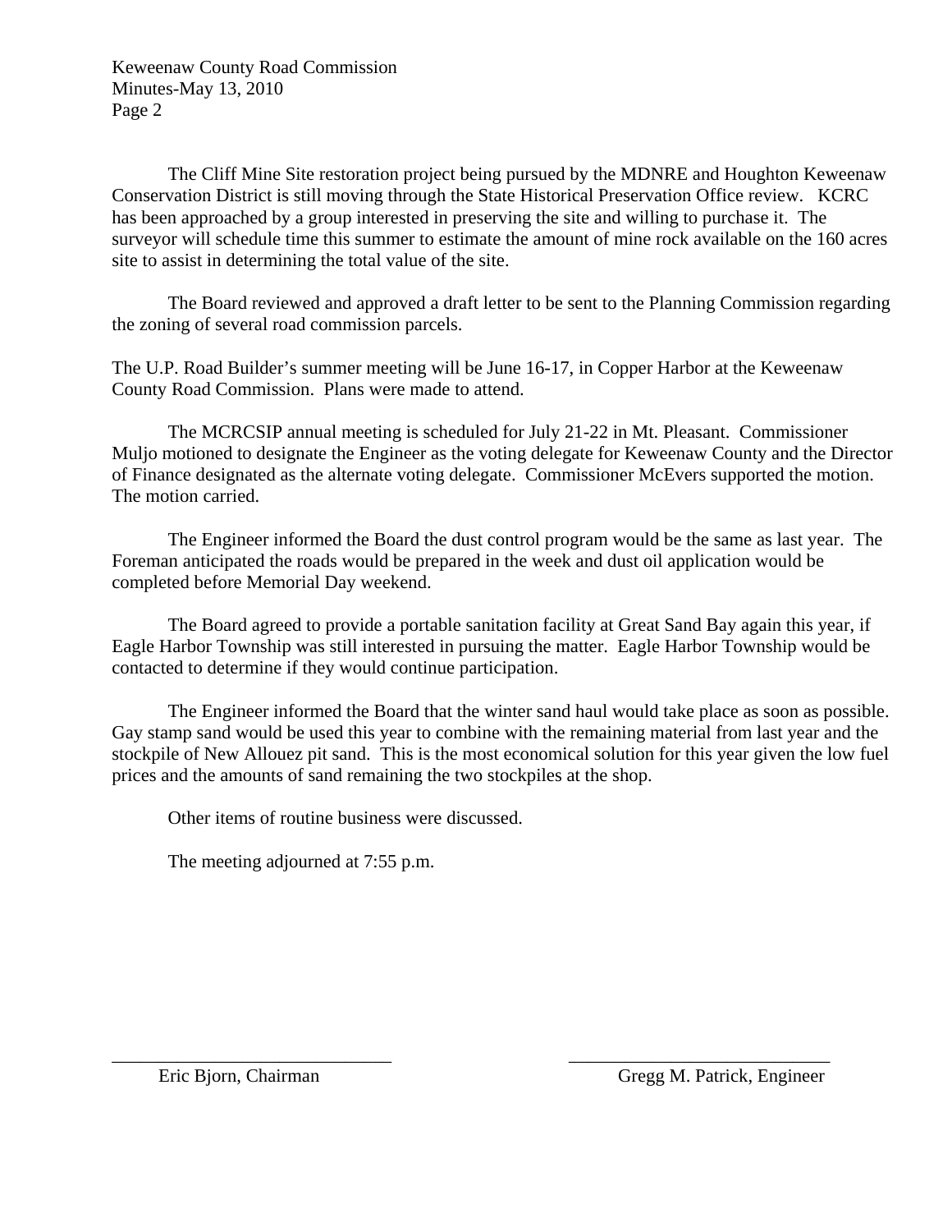The Cliff Mine Site restoration project being pursued by the MDNRE and Houghton Keweenaw Conservation District is still moving through the State Historical Preservation Office review. KCRC has been approached by a group interested in preserving the site and willing to purchase it. The surveyor will schedule time this summer to estimate the amount of mine rock available on the 160 acres site to assist in determining the total value of the site.

The Board reviewed and approved a draft letter to be sent to the Planning Commission regarding the zoning of several road commission parcels.

The U.P. Road Builder's summer meeting will be June 16-17, in Copper Harbor at the Keweenaw County Road Commission. Plans were made to attend.

The MCRCSIP annual meeting is scheduled for July 21-22 in Mt. Pleasant. Commissioner Muljo motioned to designate the Engineer as the voting delegate for Keweenaw County and the Director of Finance designated as the alternate voting delegate. Commissioner McEvers supported the motion. The motion carried.

The Engineer informed the Board the dust control program would be the same as last year. The Foreman anticipated the roads would be prepared in the week and dust oil application would be completed before Memorial Day weekend.

The Board agreed to provide a portable sanitation facility at Great Sand Bay again this year, if Eagle Harbor Township was still interested in pursuing the matter. Eagle Harbor Township would be contacted to determine if they would continue participation.

The Engineer informed the Board that the winter sand haul would take place as soon as possible. Gay stamp sand would be used this year to combine with the remaining material from last year and the stockpile of New Allouez pit sand. This is the most economical solution for this year given the low fuel prices and the amounts of sand remaining the two stockpiles at the shop.

Other items of routine business were discussed.

The meeting adjourned at 7:55 p.m.

\_\_\_\_\_\_\_\_\_\_\_\_\_\_\_\_\_\_\_\_\_\_\_\_\_\_\_\_\_\_
Eric Bjorn, Chairman

\_\_\_\_\_\_\_\_\_\_\_\_\_\_\_\_\_\_\_\_\_\_\_\_\_\_\_\_\_\_
Gregg M. Patrick, Engineer